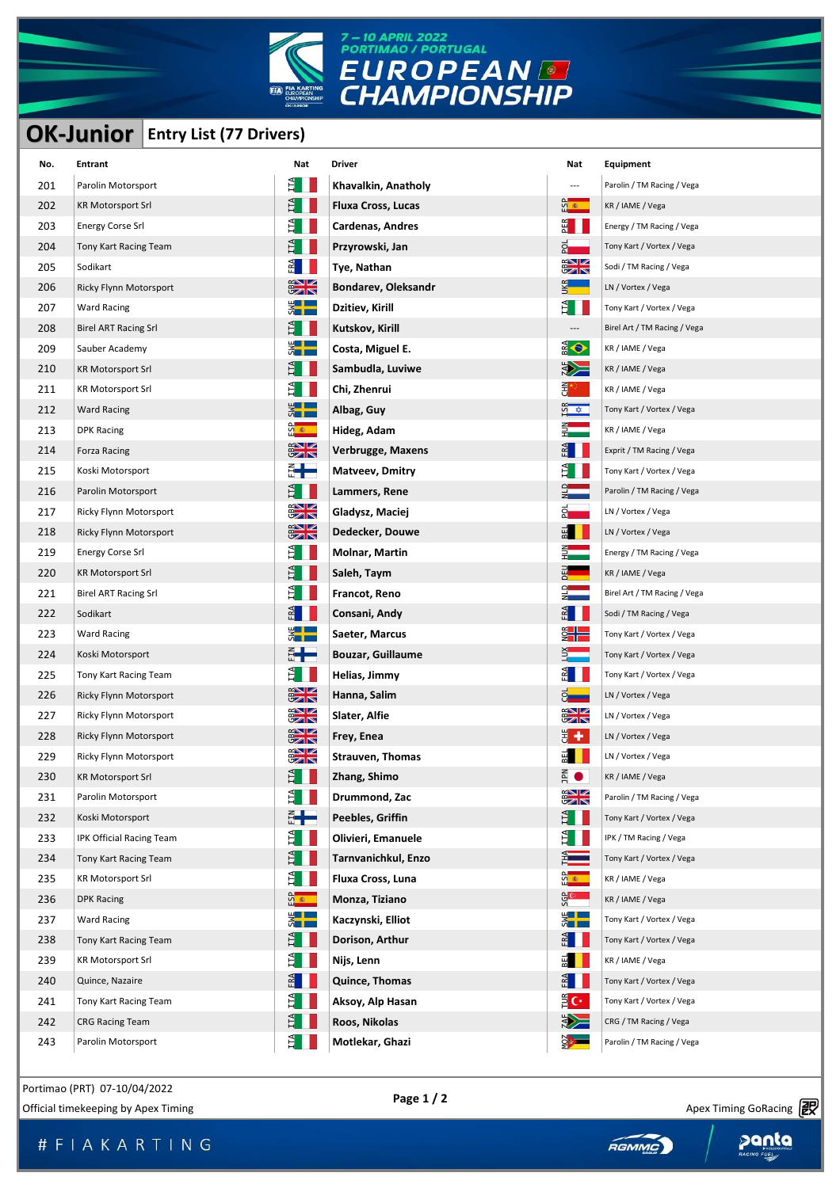7 – 10 APRIL 2022
PORTIMAO / PORTUGAL

# EUROPEAN CHAMPIONSHIP

## OK-Junior Entry List (77 Drivers)

| No. | Entrant | Nat | Driver | Nat | Equipment |
|---|---|---|---|---|---|
| 201 | Parolin Motorsport | ITA | Khavalkin, Anatholy | --- | Parolin / TM Racing / Vega |
| 202 | KR Motorsport Srl | ITA | Fluxa Cross, Lucas | ESP | KR / IAME / Vega |
| 203 | Energy Corse Srl | ITA | Cardenas, Andres | PER | Energy / TM Racing / Vega |
| 204 | Tony Kart Racing Team | ITA | Przyrowski, Jan | POL | Tony Kart / Vortex / Vega |
| 205 | Sodikart | FRA | Tye, Nathan | GBR | Sodi / TM Racing / Vega |
| 206 | Ricky Flynn Motorsport | GBR | Bondarev, Oleksandr | UKR | LN / Vortex / Vega |
| 207 | Ward Racing | SWE | Dzitiev, Kirill | ITA | Tony Kart / Vortex / Vega |
| 208 | Birel ART Racing Srl | ITA | Kutskov, Kirill | --- | Birel Art / TM Racing / Vega |
| 209 | Sauber Academy | SWE | Costa, Miguel E. | BRA | KR / IAME / Vega |
| 210 | KR Motorsport Srl | ITA | Sambudla, Luviwe | ZAF | KR / IAME / Vega |
| 211 | KR Motorsport Srl | ITA | Chi, Zhenrui | CHN | KR / IAME / Vega |
| 212 | Ward Racing | SWE | Albag, Guy | ISR | Tony Kart / Vortex / Vega |
| 213 | DPK Racing | ESP | Hideg, Adam | HUN | KR / IAME / Vega |
| 214 | Forza Racing | GBR | Verbrugge, Maxens | FRA | Exprit / TM Racing / Vega |
| 215 | Koski Motorsport | FIN | Matveev, Dmitry | ITA | Tony Kart / Vortex / Vega |
| 216 | Parolin Motorsport | ITA | Lammers, Rene | NLD | Parolin / TM Racing / Vega |
| 217 | Ricky Flynn Motorsport | GBR | Gladysz, Maciej | POL | LN / Vortex / Vega |
| 218 | Ricky Flynn Motorsport | GBR | Dedecker, Douwe | BEL | LN / Vortex / Vega |
| 219 | Energy Corse Srl | ITA | Molnar, Martin | HUN | Energy / TM Racing / Vega |
| 220 | KR Motorsport Srl | ITA | Saleh, Taym | DEU | KR / IAME / Vega |
| 221 | Birel ART Racing Srl | ITA | Francot, Reno | NLD | Birel Art / TM Racing / Vega |
| 222 | Sodikart | FRA | Consani, Andy | FRA | Sodi / TM Racing / Vega |
| 223 | Ward Racing | SWE | Saeter, Marcus | NOR | Tony Kart / Vortex / Vega |
| 224 | Koski Motorsport | FIN | Bouzar, Guillaume | LUX | Tony Kart / Vortex / Vega |
| 225 | Tony Kart Racing Team | ITA | Helias, Jimmy | FRA | Tony Kart / Vortex / Vega |
| 226 | Ricky Flynn Motorsport | GBR | Hanna, Salim | COL | LN / Vortex / Vega |
| 227 | Ricky Flynn Motorsport | GBR | Slater, Alfie | GBR | LN / Vortex / Vega |
| 228 | Ricky Flynn Motorsport | GBR | Frey, Enea | CHE | LN / Vortex / Vega |
| 229 | Ricky Flynn Motorsport | GBR | Strauven, Thomas | BEL | LN / Vortex / Vega |
| 230 | KR Motorsport Srl | ITA | Zhang, Shimo | JPN | KR / IAME / Vega |
| 231 | Parolin Motorsport | ITA | Drummond, Zac | GBR | Parolin / TM Racing / Vega |
| 232 | Koski Motorsport | FIN | Peebles, Griffin | ITA | Tony Kart / Vortex / Vega |
| 233 | IPK Official Racing Team | ITA | Olivieri, Emanuele | ITA | IPK / TM Racing / Vega |
| 234 | Tony Kart Racing Team | ITA | Tarnvanichkul, Enzo | THA | Tony Kart / Vortex / Vega |
| 235 | KR Motorsport Srl | ITA | Fluxa Cross, Luna | ESP | KR / IAME / Vega |
| 236 | DPK Racing | ESP | Monza, Tiziano | SGP | KR / IAME / Vega |
| 237 | Ward Racing | SWE | Kaczynski, Elliot | SWE | Tony Kart / Vortex / Vega |
| 238 | Tony Kart Racing Team | ITA | Dorison, Arthur | FRA | Tony Kart / Vortex / Vega |
| 239 | KR Motorsport Srl | ITA | Nijs, Lenn | BEL | KR / IAME / Vega |
| 240 | Quince, Nazaire | FRA | Quince, Thomas | FRA | Tony Kart / Vortex / Vega |
| 241 | Tony Kart Racing Team | ITA | Aksoy, Alp Hasan | TUR | Tony Kart / Vortex / Vega |
| 242 | CRG Racing Team | ITA | Roos, Nikolas | ZAF | CRG / TM Racing / Vega |
| 243 | Parolin Motorsport | ITA | Motlekar, Ghazi | MOZ | Parolin / TM Racing / Vega |

Portimao (PRT) 07-10/04/2022

Official timekeeping by Apex Timing

Apex Timing GoRacing

#FIAKARTING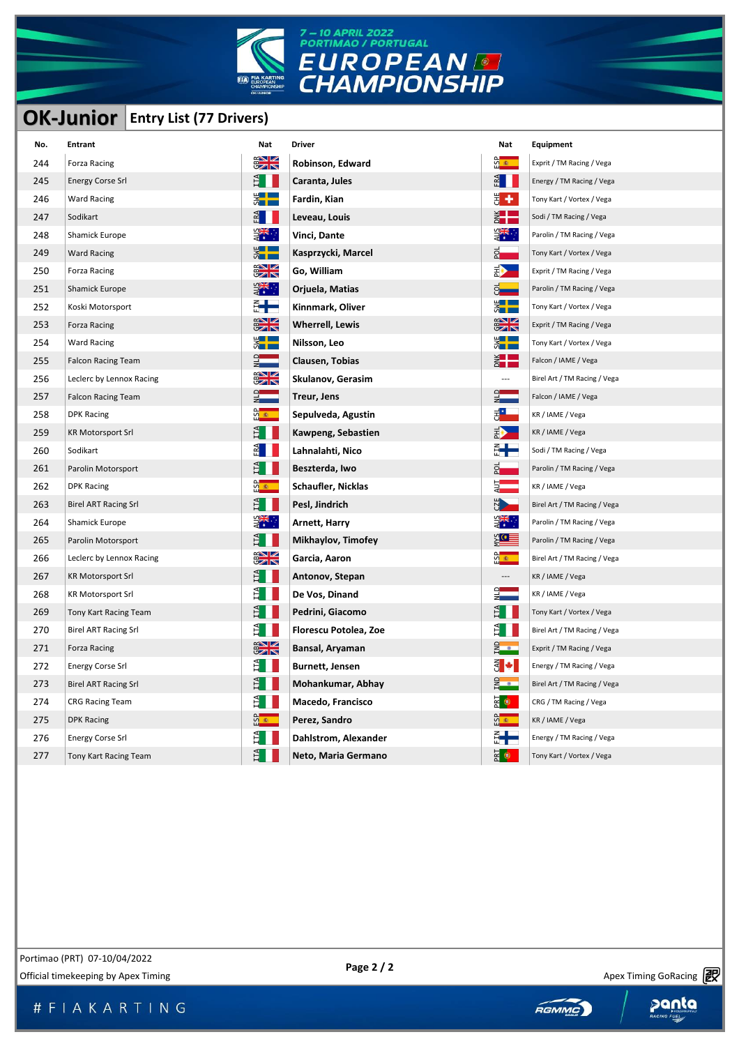7 – 10 APRIL 2022
PORTIMAO / PORTUGAL
# EUROPEAN CHAMPIONSHIP

## OK-Junior Entry List (77 Drivers)

| No. | Entrant | Nat | Driver | Nat | Equipment |
|---|---|---|---|---|---|
| 244 | Forza Racing | GBR | Robinson, Edward | ESP | Exprit / TM Racing / Vega |
| 245 | Energy Corse Srl | ITA | Caranta, Jules | FRA | Energy / TM Racing / Vega |
| 246 | Ward Racing | SWE | Fardin, Kian | CHE | Tony Kart / Vortex / Vega |
| 247 | Sodikart | FRA | Leveau, Louis | DNK | Sodi / TM Racing / Vega |
| 248 | Shamick Europe | AUS | Vinci, Dante | AUS | Parolin / TM Racing / Vega |
| 249 | Ward Racing | SWE | Kasprzycki, Marcel | POL | Tony Kart / Vortex / Vega |
| 250 | Forza Racing | GBR | Go, William | PHL | Exprit / TM Racing / Vega |
| 251 | Shamick Europe | AUS | Orjuela, Matias | COL | Parolin / TM Racing / Vega |
| 252 | Koski Motorsport | FIN | Kinnmark, Oliver | SWE | Tony Kart / Vortex / Vega |
| 253 | Forza Racing | GBR | Wherrell, Lewis | GBR | Exprit / TM Racing / Vega |
| 254 | Ward Racing | SWE | Nilsson, Leo | SWE | Tony Kart / Vortex / Vega |
| 255 | Falcon Racing Team | NLD | Clausen, Tobias | DNK | Falcon / IAME / Vega |
| 256 | Leclerc by Lennox Racing | GBR | Skulanov, Gerasim | --- | Birel Art / TM Racing / Vega |
| 257 | Falcon Racing Team | NLD | Treur, Jens | NLD | Falcon / IAME / Vega |
| 258 | DPK Racing | ESP | Sepulveda, Agustin | CHL | KR / IAME / Vega |
| 259 | KR Motorsport Srl | ITA | Kawpeng, Sebastien | PHL | KR / IAME / Vega |
| 260 | Sodikart | FRA | Lahnalahti, Nico | FIN | Sodi / TM Racing / Vega |
| 261 | Parolin Motorsport | ITA | Beszterda, Iwo | POL | Parolin / TM Racing / Vega |
| 262 | DPK Racing | ESP | Schaufler, Nicklas | AUT | KR / IAME / Vega |
| 263 | Birel ART Racing Srl | ITA | Pesl, Jindrich | CZE | Birel Art / TM Racing / Vega |
| 264 | Shamick Europe | AUS | Arnett, Harry | AUS | Parolin / TM Racing / Vega |
| 265 | Parolin Motorsport | ITA | Mikhaylov, Timofey | MYS | Parolin / TM Racing / Vega |
| 266 | Leclerc by Lennox Racing | GBR | Garcia, Aaron | ESP | Birel Art / TM Racing / Vega |
| 267 | KR Motorsport Srl | ITA | Antonov, Stepan | --- | KR / IAME / Vega |
| 268 | KR Motorsport Srl | ITA | De Vos, Dinand | NLD | KR / IAME / Vega |
| 269 | Tony Kart Racing Team | ITA | Pedrini, Giacomo | ITA | Tony Kart / Vortex / Vega |
| 270 | Birel ART Racing Srl | ITA | Florescu Potolea, Zoe | ITA | Birel Art / TM Racing / Vega |
| 271 | Forza Racing | GBR | Bansal, Aryaman | IND | Exprit / TM Racing / Vega |
| 272 | Energy Corse Srl | ITA | Burnett, Jensen | CAN | Energy / TM Racing / Vega |
| 273 | Birel ART Racing Srl | ITA | Mohankumar, Abhay | IND | Birel Art / TM Racing / Vega |
| 274 | CRG Racing Team | ITA | Macedo, Francisco | PRT | CRG / TM Racing / Vega |
| 275 | DPK Racing | ESP | Perez, Sandro | ESP | KR / IAME / Vega |
| 276 | Energy Corse Srl | ITA | Dahlstrom, Alexander | FIN | Energy / TM Racing / Vega |
| 277 | Tony Kart Racing Team | ITA | Neto, Maria Germano | PRT | Tony Kart / Vortex / Vega |

Portimao (PRT) 07-10/04/2022

Official timekeeping by Apex Timing

Apex Timing GoRacing

# F I A K A R T I N G